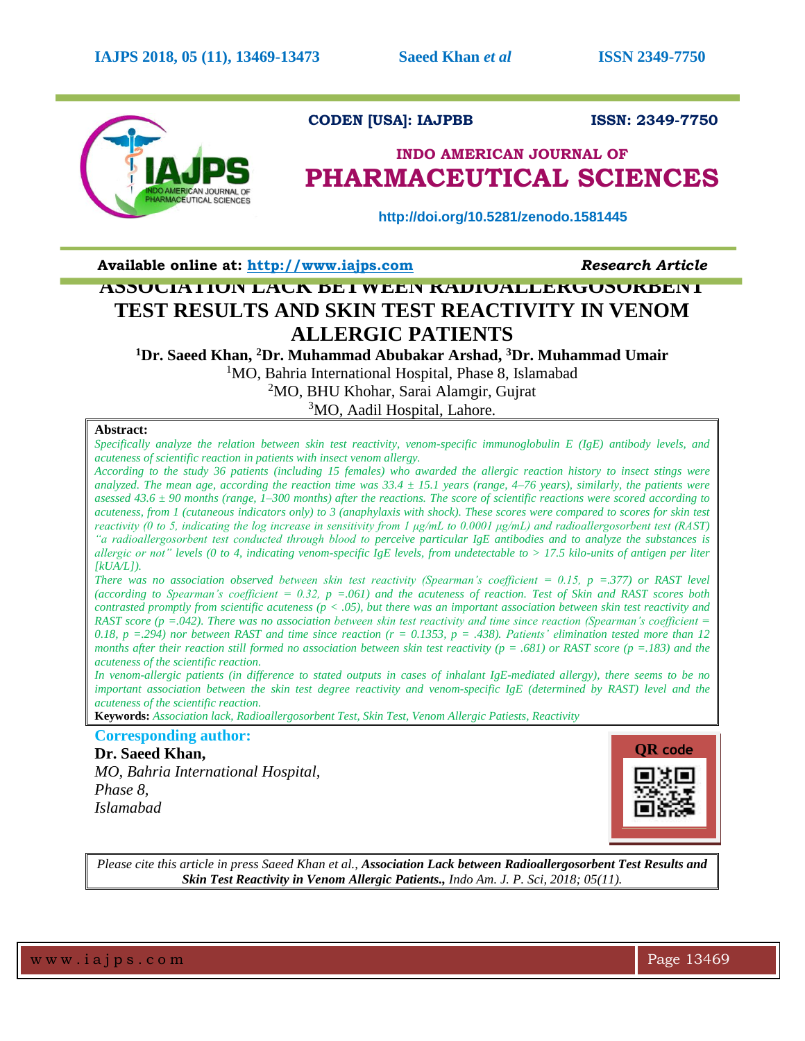**CODEN [USA]: IAJPBB** **ISSN: 2349-7750**

**INDO AMERICAN JOURNAL OF PHARMACEUTICAL SCIENCES**

http://doi.org/10.5281/zenodo.1581445

**Available online at:** http://www.iajps.com *Research Article*

# ASSOCIATION LACK BETWEEN RADIOALLERGOSORBENT TEST RESULTS AND SKIN TEST REACTIVITY IN VENOM ALLERGIC PATIENTS

**[1]Dr. Saeed Khan, [2]Dr. Muhammad Abubakar Arshad, [3]Dr. Muhammad Umair**

[1]MO, Bahria International Hospital, Phase 8, Islamabad

[2]MO, BHU Khohar, Sarai Alamgir, Gujrat

[3]MO, Aadil Hospital, Lahore.

**Abstract:**

*Specifically analyze the relation between skin test reactivity, venom-specific immunoglobulin E (IgE) antibody levels, and acuteness of scientific reaction in patients with insect venom allergy.*

*According to the study 36 patients (including 15 females) who awarded the allergic reaction history to insect stings were analyzed. The mean age, according the reaction time was 33.4 ± 15.1 years (range, 4–76 years), similarly, the patients were asessed 43.6 ± 90 months (range, 1–300 months) after the reactions. The score of scientific reactions were scored according to acuteness, from 1 (cutaneous indicators only) to 3 (anaphylaxis with shock). These scores were compared to scores for skin test reactivity (0 to 5, indicating the log increase in sensitivity from 1 µg/mL to 0.0001 µg/mL) and radioallergosorbent test (RAST) "a radioallergosorbent test conducted through blood to perceive particular IgE antibodies and to analyze the substances is allergic or not" levels (0 to 4, indicating venom-specific IgE levels, from undetectable to > 17.5 kilo-units of antigen per liter [kUA/L]).*

*There was no association observed between skin test reactivity (Spearman's coefficient = 0.15, p =.377) or RAST level (according to Spearman's coefficient = 0.32, p =.061) and the acuteness of reaction. Test of Skin and RAST scores both contrasted promptly from scientific acuteness (p < .05), but there was an important association between skin test reactivity and RAST score (p =.042). There was no association between skin test reactivity and time since reaction (Spearman's coefficient = 0.18, p =.294) nor between RAST and time since reaction (r = 0.1353, p = .438). Patients' elimination tested more than 12 months after their reaction still formed no association between skin test reactivity (p = .681) or RAST score (p =.183) and the acuteness of the scientific reaction.*

*In venom-allergic patients (in difference to stated outputs in cases of inhalant IgE-mediated allergy), there seems to be no important association between the skin test degree reactivity and venom-specific IgE (determined by RAST) level and the acuteness of the scientific reaction.*

**Keywords:** *Association lack, Radioallergosorbent Test, Skin Test, Venom Allergic Patiests, Reactivity*

**Corresponding author:**

**Dr. Saeed Khan,**

*MO, Bahria International Hospital,*
*Phase 8,*
*Islamabad*

QR code

*Please cite this article in press Saeed Khan et al.,* ***Association Lack between Radioallergosorbent Test Results and Skin Test Reactivity in Venom Allergic Patients.,*** *Indo Am. J. P. Sci, 2018; 05(11).*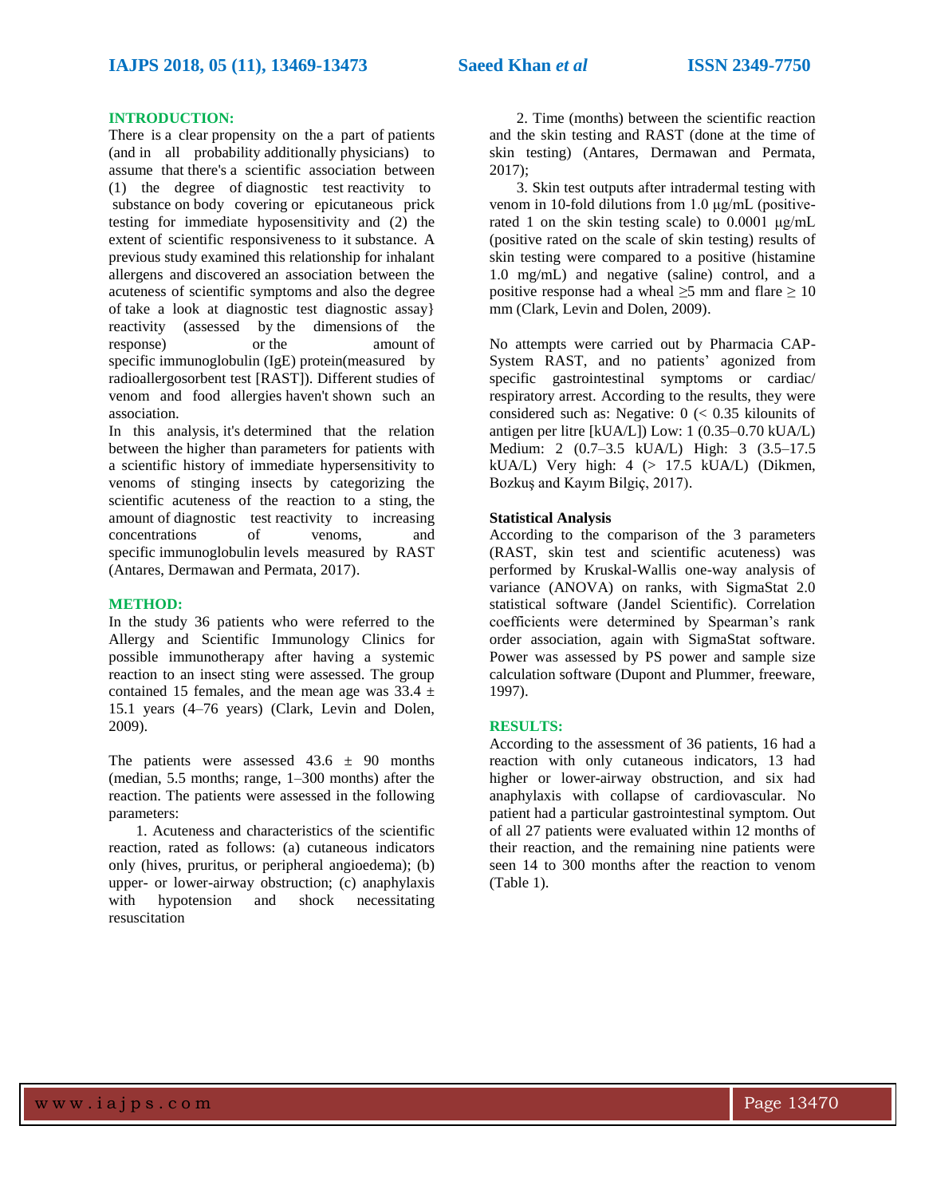## INTRODUCTION:

There is a clear propensity on the a part of patients (and in all probability additionally physicians) to assume that there's a scientific association between (1) the degree of diagnostic test reactivity to substance on body covering or epicutaneous prick testing for immediate hyposensitivity and (2) the extent of scientific responsiveness to it substance. A previous study examined this relationship for inhalant allergens and discovered an association between the acuteness of scientific symptoms and also the degree of take a look at diagnostic test diagnostic assay} reactivity (assessed by the dimensions of the response) or the amount of specific immunoglobulin (IgE) protein(measured by radioallergosorbent test [RAST]). Different studies of venom and food allergies haven't shown such an association.

In this analysis, it's determined that the relation between the higher than parameters for patients with a scientific history of immediate hypersensitivity to venoms of stinging insects by categorizing the scientific acuteness of the reaction to a sting, the amount of diagnostic test reactivity to increasing concentrations of venoms, and specific immunoglobulin levels measured by RAST (Antares, Dermawan and Permata, 2017).

## METHOD:

In the study 36 patients who were referred to the Allergy and Scientific Immunology Clinics for possible immunotherapy after having a systemic reaction to an insect sting were assessed. The group contained 15 females, and the mean age was 33.4 ± 15.1 years (4–76 years) (Clark, Levin and Dolen, 2009).

The patients were assessed 43.6 ± 90 months (median, 5.5 months; range, 1–300 months) after the reaction. The patients were assessed in the following parameters:

1. Acuteness and characteristics of the scientific reaction, rated as follows: (a) cutaneous indicators only (hives, pruritus, or peripheral angioedema); (b) upper- or lower-airway obstruction; (c) anaphylaxis with hypotension and shock necessitating resuscitation
2. Time (months) between the scientific reaction and the skin testing and RAST (done at the time of skin testing) (Antares, Dermawan and Permata, 2017);
3. Skin test outputs after intradermal testing with venom in 10-fold dilutions from 1.0 μg/mL (positive-rated 1 on the skin testing scale) to 0.0001 μg/mL (positive rated on the scale of skin testing) results of skin testing were compared to a positive (histamine 1.0 mg/mL) and negative (saline) control, and a positive response had a wheal ≥5 mm and flare ≥ 10 mm (Clark, Levin and Dolen, 2009).

No attempts were carried out by Pharmacia CAP-System RAST, and no patients' agonized from specific gastrointestinal symptoms or cardiac/ respiratory arrest. According to the results, they were considered such as: Negative: 0 (< 0.35 kilounits of antigen per litre [kUA/L]) Low: 1 (0.35–0.70 kUA/L) Medium: 2 (0.7–3.5 kUA/L) High: 3 (3.5–17.5 kUA/L) Very high: 4 (> 17.5 kUA/L) (Dikmen, Bozkuş and Kayım Bilgiç, 2017).

### Statistical Analysis

According to the comparison of the 3 parameters (RAST, skin test and scientific acuteness) was performed by Kruskal-Wallis one-way analysis of variance (ANOVA) on ranks, with SigmaStat 2.0 statistical software (Jandel Scientific). Correlation coefficients were determined by Spearman's rank order association, again with SigmaStat software. Power was assessed by PS power and sample size calculation software (Dupont and Plummer, freeware, 1997).

## RESULTS:

According to the assessment of 36 patients, 16 had a reaction with only cutaneous indicators, 13 had higher or lower-airway obstruction, and six had anaphylaxis with collapse of cardiovascular. No patient had a particular gastrointestinal symptom. Out of all 27 patients were evaluated within 12 months of their reaction, and the remaining nine patients were seen 14 to 300 months after the reaction to venom (Table 1).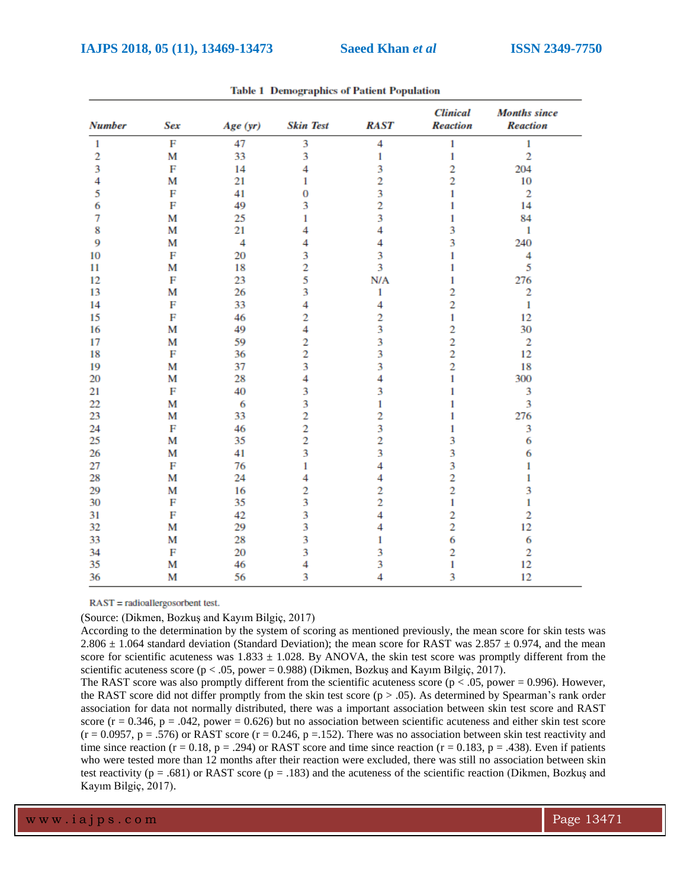**Table 1 Demographics of Patient Population**

| Number | Sex | Age (yr) | Skin Test | RAST | Clinical Reaction | Months since Reaction |
|---|---|---|---|---|---|---|
| 1 | F | 47 | 3 | 4 | 1 | 1 |
| 2 | M | 33 | 3 | 1 | 1 | 2 |
| 3 | F | 14 | 4 | 3 | 2 | 204 |
| 4 | M | 21 | 1 | 2 | 2 | 10 |
| 5 | F | 41 | 0 | 3 | 1 | 2 |
| 6 | F | 49 | 3 | 2 | 1 | 14 |
| 7 | M | 25 | 1 | 3 | 1 | 84 |
| 8 | M | 21 | 4 | 4 | 3 | 1 |
| 9 | M | 4 | 4 | 4 | 3 | 240 |
| 10 | F | 20 | 3 | 3 | 1 | 4 |
| 11 | M | 18 | 2 | 3 | 1 | 5 |
| 12 | F | 23 | 5 | N/A | 1 | 276 |
| 13 | M | 26 | 3 | 1 | 2 | 2 |
| 14 | F | 33 | 4 | 4 | 2 | 1 |
| 15 | F | 46 | 2 | 2 | 1 | 12 |
| 16 | M | 49 | 4 | 3 | 2 | 30 |
| 17 | M | 59 | 2 | 3 | 2 | 2 |
| 18 | F | 36 | 2 | 3 | 2 | 12 |
| 19 | M | 37 | 3 | 3 | 2 | 18 |
| 20 | M | 28 | 4 | 4 | 1 | 300 |
| 21 | F | 40 | 3 | 3 | 1 | 3 |
| 22 | M | 6 | 3 | 1 | 1 | 3 |
| 23 | M | 33 | 2 | 2 | 1 | 276 |
| 24 | F | 46 | 2 | 3 | 1 | 3 |
| 25 | M | 35 | 2 | 2 | 3 | 6 |
| 26 | M | 41 | 3 | 3 | 3 | 6 |
| 27 | F | 76 | 1 | 4 | 3 | 1 |
| 28 | M | 24 | 4 | 4 | 2 | 1 |
| 29 | M | 16 | 2 | 2 | 2 | 3 |
| 30 | F | 35 | 3 | 2 | 1 | 1 |
| 31 | F | 42 | 3 | 4 | 2 | 2 |
| 32 | M | 29 | 3 | 4 | 2 | 12 |
| 33 | M | 28 | 3 | 1 | 6 | 6 |
| 34 | F | 20 | 3 | 3 | 2 | 2 |
| 35 | M | 46 | 4 | 3 | 1 | 12 |
| 36 | M | 56 | 3 | 4 | 3 | 12 |

RAST = radioallergosorbent test.

(Source: (Dikmen, Bozkuş and Kayım Bilgiç, 2017)

According to the determination by the system of scoring as mentioned previously, the mean score for skin tests was 2.806 ± 1.064 standard deviation (Standard Deviation); the mean score for RAST was 2.857 ± 0.974, and the mean score for scientific acuteness was 1.833 ± 1.028. By ANOVA, the skin test score was promptly different from the scientific acuteness score ($p < .05$, power = 0.988) (Dikmen, Bozkuş and Kayım Bilgiç, 2017).

The RAST score was also promptly different from the scientific acuteness score ($p < .05$, power = 0.996). However, the RAST score did not differ promptly from the skin test score ($p > .05$). As determined by Spearman's rank order association for data not normally distributed, there was a important association between skin test score and RAST score ($r = 0.346$, $p = .042$, power = 0.626) but no association between scientific acuteness and either skin test score ($r = 0.0957$, $p = .576$) or RAST score ($r = 0.246$, $p = .152$). There was no association between skin test reactivity and time since reaction ($r = 0.18$, $p = .294$) or RAST score and time since reaction ($r = 0.183$, $p = .438$). Even if patients who were tested more than 12 months after their reaction were excluded, there was still no association between skin test reactivity ($p = .681$) or RAST score ($p = .183$) and the acuteness of the scientific reaction (Dikmen, Bozkuş and Kayım Bilgiç, 2017).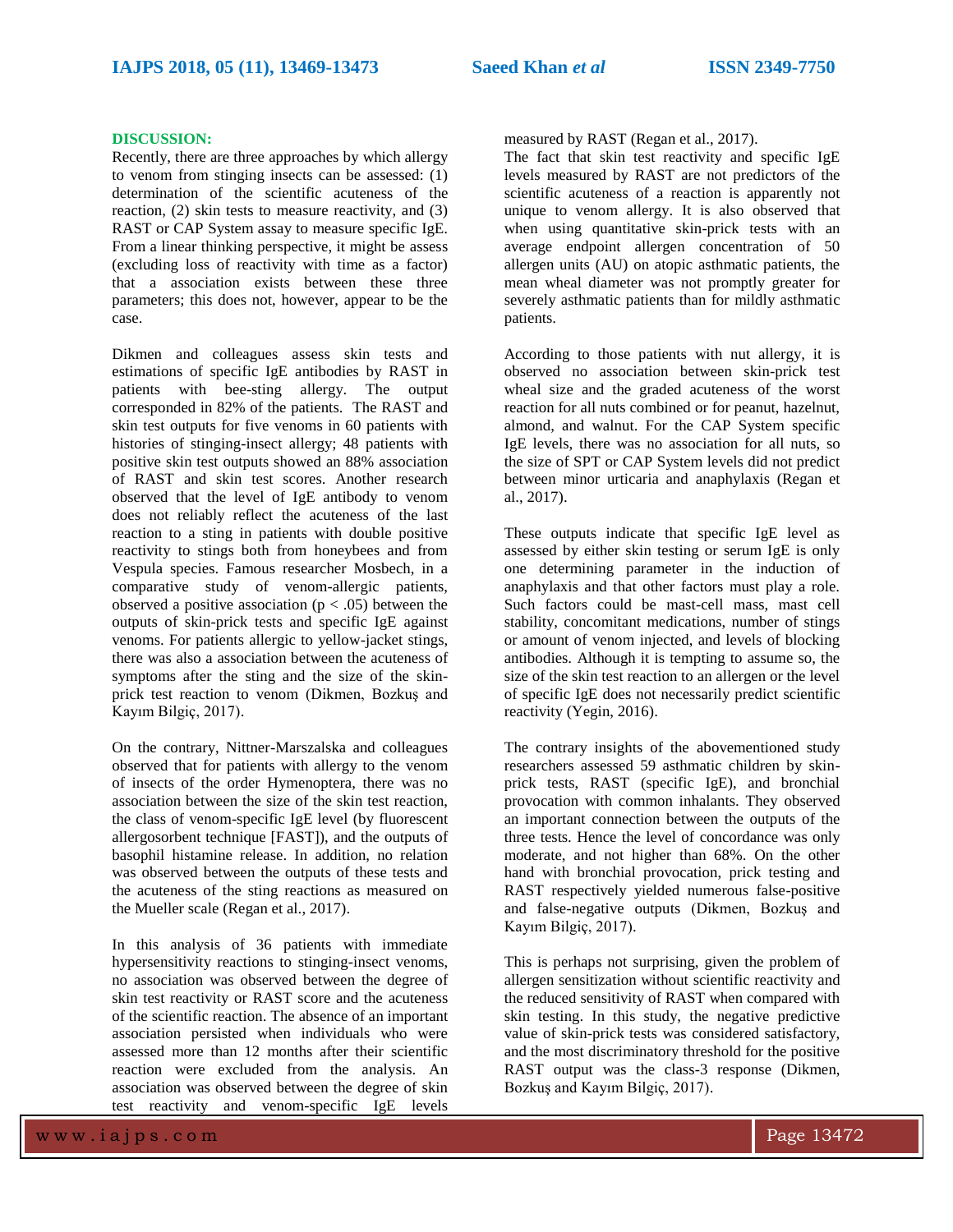## DISCUSSION:

Recently, there are three approaches by which allergy to venom from stinging insects can be assessed: (1) determination of the scientific acuteness of the reaction, (2) skin tests to measure reactivity, and (3) RAST or CAP System assay to measure specific IgE. From a linear thinking perspective, it might be assess (excluding loss of reactivity with time as a factor) that a association exists between these three parameters; this does not, however, appear to be the case.

Dikmen and colleagues assess skin tests and estimations of specific IgE antibodies by RAST in patients with bee-sting allergy. The output corresponded in 82% of the patients. The RAST and skin test outputs for five venoms in 60 patients with histories of stinging-insect allergy; 48 patients with positive skin test outputs showed an 88% association of RAST and skin test scores. Another research observed that the level of IgE antibody to venom does not reliably reflect the acuteness of the last reaction to a sting in patients with double positive reactivity to stings both from honeybees and from Vespula species. Famous researcher Mosbech, in a comparative study of venom-allergic patients, observed a positive association ($p < .05$) between the outputs of skin-prick tests and specific IgE against venoms. For patients allergic to yellow-jacket stings, there was also a association between the acuteness of symptoms after the sting and the size of the skin-prick test reaction to venom (Dikmen, Bozkuş and Kayım Bilgiç, 2017).

On the contrary, Nittner-Marszalska and colleagues observed that for patients with allergy to the venom of insects of the order Hymenoptera, there was no association between the size of the skin test reaction, the class of venom-specific IgE level (by fluorescent allergosorbent technique [FAST]), and the outputs of basophil histamine release. In addition, no relation was observed between the outputs of these tests and the acuteness of the sting reactions as measured on the Mueller scale (Regan et al., 2017).

In this analysis of 36 patients with immediate hypersensitivity reactions to stinging-insect venoms, no association was observed between the degree of skin test reactivity or RAST score and the acuteness of the scientific reaction. The absence of an important association persisted when individuals who were assessed more than 12 months after their scientific reaction were excluded from the analysis. An association was observed between the degree of skin test reactivity and venom-specific IgE levels measured by RAST (Regan et al., 2017).

The fact that skin test reactivity and specific IgE levels measured by RAST are not predictors of the scientific acuteness of a reaction is apparently not unique to venom allergy. It is also observed that when using quantitative skin-prick tests with an average endpoint allergen concentration of 50 allergen units (AU) on atopic asthmatic patients, the mean wheal diameter was not promptly greater for severely asthmatic patients than for mildly asthmatic patients.

According to those patients with nut allergy, it is observed no association between skin-prick test wheal size and the graded acuteness of the worst reaction for all nuts combined or for peanut, hazelnut, almond, and walnut. For the CAP System specific IgE levels, there was no association for all nuts, so the size of SPT or CAP System levels did not predict between minor urticaria and anaphylaxis (Regan et al., 2017).

These outputs indicate that specific IgE level as assessed by either skin testing or serum IgE is only one determining parameter in the induction of anaphylaxis and that other factors must play a role. Such factors could be mast-cell mass, mast cell stability, concomitant medications, number of stings or amount of venom injected, and levels of blocking antibodies. Although it is tempting to assume so, the size of the skin test reaction to an allergen or the level of specific IgE does not necessarily predict scientific reactivity (Yegin, 2016).

The contrary insights of the abovementioned study researchers assessed 59 asthmatic children by skin-prick tests, RAST (specific IgE), and bronchial provocation with common inhalants. They observed an important connection between the outputs of the three tests. Hence the level of concordance was only moderate, and not higher than 68%. On the other hand with bronchial provocation, prick testing and RAST respectively yielded numerous false-positive and false-negative outputs (Dikmen, Bozkuş and Kayım Bilgiç, 2017).

This is perhaps not surprising, given the problem of allergen sensitization without scientific reactivity and the reduced sensitivity of RAST when compared with skin testing. In this study, the negative predictive value of skin-prick tests was considered satisfactory, and the most discriminatory threshold for the positive RAST output was the class-3 response (Dikmen, Bozkuş and Kayım Bilgiç, 2017).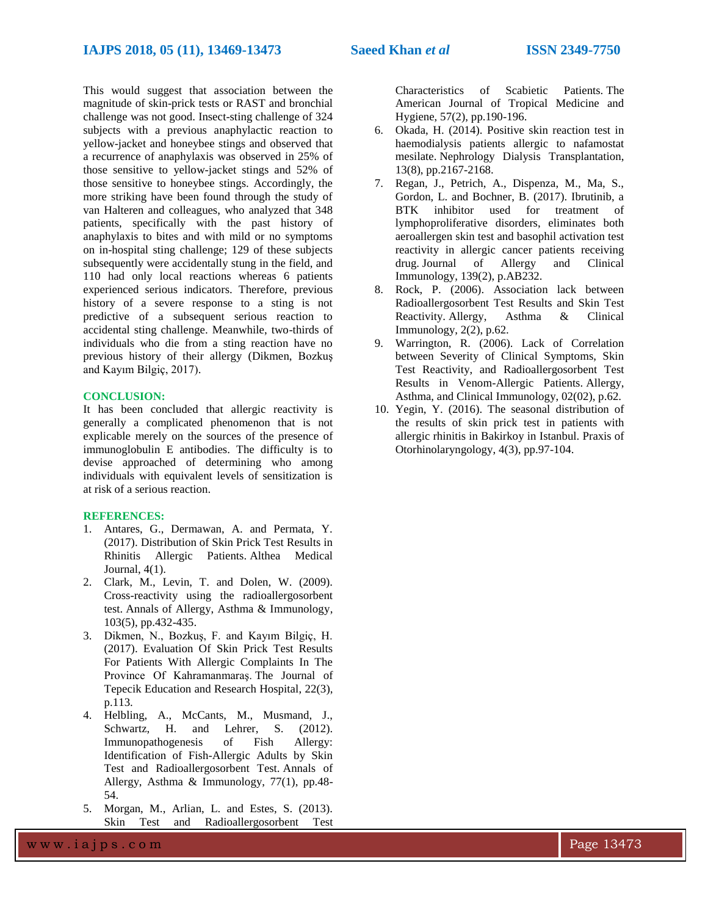This would suggest that association between the magnitude of skin-prick tests or RAST and bronchial challenge was not good. Insect-sting challenge of 324 subjects with a previous anaphylactic reaction to yellow-jacket and honeybee stings and observed that a recurrence of anaphylaxis was observed in 25% of those sensitive to yellow-jacket stings and 52% of those sensitive to honeybee stings. Accordingly, the more striking have been found through the study of van Halteren and colleagues, who analyzed that 348 patients, specifically with the past history of anaphylaxis to bites and with mild or no symptoms on in-hospital sting challenge; 129 of these subjects subsequently were accidentally stung in the field, and 110 had only local reactions whereas 6 patients experienced serious indicators. Therefore, previous history of a severe response to a sting is not predictive of a subsequent serious reaction to accidental sting challenge. Meanwhile, two-thirds of individuals who die from a sting reaction have no previous history of their allergy (Dikmen, Bozkuş and Kayım Bilgiç, 2017).

## CONCLUSION:

It has been concluded that allergic reactivity is generally a complicated phenomenon that is not explicable merely on the sources of the presence of immunoglobulin E antibodies. The difficulty is to devise approached of determining who among individuals with equivalent levels of sensitization is at risk of a serious reaction.

## REFERENCES:

1. Antares, G., Dermawan, A. and Permata, Y. (2017). Distribution of Skin Prick Test Results in Rhinitis Allergic Patients. Althea Medical Journal, 4(1).
2. Clark, M., Levin, T. and Dolen, W. (2009). Cross-reactivity using the radioallergosorbent test. Annals of Allergy, Asthma & Immunology, 103(5), pp.432-435.
3. Dikmen, N., Bozkuş, F. and Kayım Bilgiç, H. (2017). Evaluation Of Skin Prick Test Results For Patients With Allergic Complaints In The Province Of Kahramanmaraş. The Journal of Tepecik Education and Research Hospital, 22(3), p.113.
4. Helbling, A., McCants, M., Musmand, J., Schwartz, H. and Lehrer, S. (2012). Immunopathogenesis of Fish Allergy: Identification of Fish-Allergic Adults by Skin Test and Radioallergosorbent Test. Annals of Allergy, Asthma & Immunology, 77(1), pp.48-54.
5. Morgan, M., Arlian, L. and Estes, S. (2013). Skin Test and Radioallergosorbent Test Characteristics of Scabietic Patients. The American Journal of Tropical Medicine and Hygiene, 57(2), pp.190-196.
6. Okada, H. (2014). Positive skin reaction test in haemodialysis patients allergic to nafamostat mesilate. Nephrology Dialysis Transplantation, 13(8), pp.2167-2168.
7. Regan, J., Petrich, A., Dispenza, M., Ma, S., Gordon, L. and Bochner, B. (2017). Ibrutinib, a BTK inhibitor used for treatment of lymphoproliferative disorders, eliminates both aeroallergen skin test and basophil activation test reactivity in allergic cancer patients receiving drug. Journal of Allergy and Clinical Immunology, 139(2), p.AB232.
8. Rock, P. (2006). Association lack between Radioallergosorbent Test Results and Skin Test Reactivity. Allergy, Asthma & Clinical Immunology, 2(2), p.62.
9. Warrington, R. (2006). Lack of Correlation between Severity of Clinical Symptoms, Skin Test Reactivity, and Radioallergosorbent Test Results in Venom-Allergic Patients. Allergy, Asthma, and Clinical Immunology, 02(02), p.62.
10. Yegin, Y. (2016). The seasonal distribution of the results of skin prick test in patients with allergic rhinitis in Bakirkoy in Istanbul. Praxis of Otorhinolaryngology, 4(3), pp.97-104.